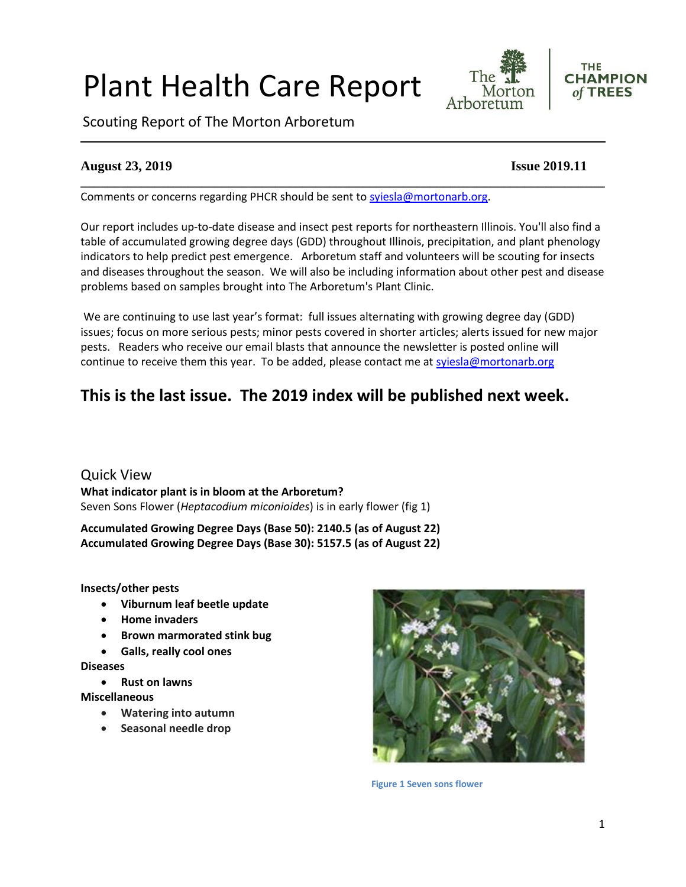# Plant Health Care Report

Scouting Report of The Morton Arboretum

**August 23, 2019** **Issue 2019.11**

Comments or concerns regarding PHCR should be sent to syiesla@mortonarb.org.

Our report includes up-to-date disease and insect pest reports for northeastern Illinois. You'll also find a table of accumulated growing degree days (GDD) throughout Illinois, precipitation, and plant phenology indicators to help predict pest emergence. Arboretum staff and volunteers will be scouting for insects and diseases throughout the season. We will also be including information about other pest and disease problems based on samples brought into The Arboretum's Plant Clinic.

We are continuing to use last year's format: full issues alternating with growing degree day (GDD) issues; focus on more serious pests; minor pests covered in shorter articles; alerts issued for new major pests. Readers who receive our email blasts that announce the newsletter is posted online will continue to receive them this year. To be added, please contact me at syiesla@mortonarb.org

## This is the last issue. The 2019 index will be published next week.

## Quick View

**What indicator plant is in bloom at the Arboretum?**
Seven Sons Flower (*Heptacodium miconioides*) is in early flower (fig 1)

**Accumulated Growing Degree Days (Base 50): 2140.5 (as of August 22)**
**Accumulated Growing Degree Days (Base 30): 5157.5 (as of August 22)**

**Insects/other pests**

- **Viburnum leaf beetle update**
- **Home invaders**
- **Brown marmorated stink bug**
- **Galls, really cool ones**

**Diseases**

- **Rust on lawns**

**Miscellaneous**

- **Watering into autumn**
- **Seasonal needle drop**

Figure 1 Seven sons flower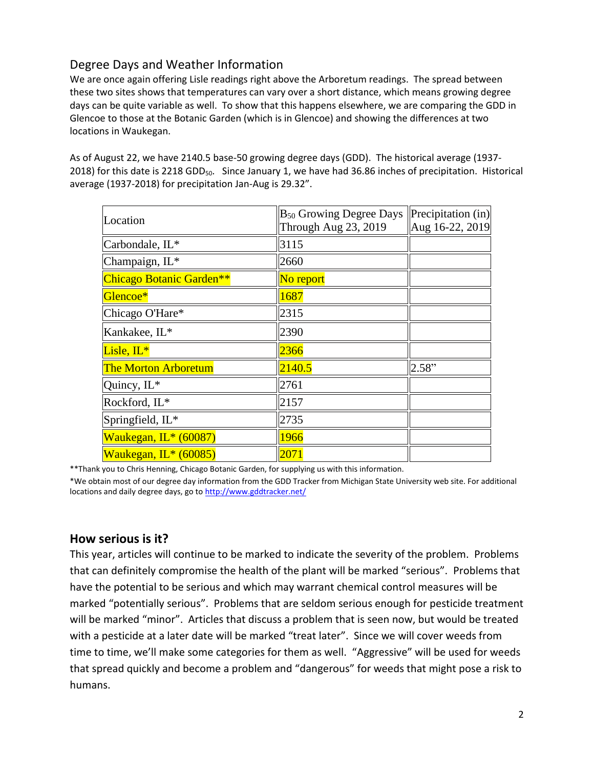## Degree Days and Weather Information

We are once again offering Lisle readings right above the Arboretum readings. The spread between these two sites shows that temperatures can vary over a short distance, which means growing degree days can be quite variable as well. To show that this happens elsewhere, we are comparing the GDD in Glencoe to those at the Botanic Garden (which is in Glencoe) and showing the differences at two locations in Waukegan.

As of August 22, we have 2140.5 base-50 growing degree days (GDD). The historical average (1937-2018) for this date is 2218 $GDD_{50}$. Since January 1, we have had 36.86 inches of precipitation. Historical average (1937-2018) for precipitation Jan-Aug is 29.32".

| Location | $B_{50}$ Growing Degree Days Through Aug 23, 2019 | Precipitation (in) Aug 16-22, 2019 |
|---|---|---|
| Carbondale, IL* | 3115 | |
| Champaign, IL* | 2660 | |
| Chicago Botanic Garden** | No report | |
| Glencoe* | 1687 | |
| Chicago O'Hare* | 2315 | |
| Kankakee, IL* | 2390 | |
| Lisle, IL* | 2366 | |
| The Morton Arboretum | 2140.5 | 2.58" |
| Quincy, IL* | 2761 | |
| Rockford, IL* | 2157 | |
| Springfield, IL* | 2735 | |
| Waukegan, IL* (60087) | 1966 | |
| Waukegan, IL* (60085) | 2071 | |

**Thank you to Chris Henning, Chicago Botanic Garden, for supplying us with this information.

*We obtain most of our degree day information from the GDD Tracker from Michigan State University web site. For additional locations and daily degree days, go to http://www.gddtracker.net/

## How serious is it?

This year, articles will continue to be marked to indicate the severity of the problem. Problems that can definitely compromise the health of the plant will be marked "serious". Problems that have the potential to be serious and which may warrant chemical control measures will be marked "potentially serious". Problems that are seldom serious enough for pesticide treatment will be marked "minor". Articles that discuss a problem that is seen now, but would be treated with a pesticide at a later date will be marked "treat later". Since we will cover weeds from time to time, we'll make some categories for them as well. "Aggressive" will be used for weeds that spread quickly and become a problem and "dangerous" for weeds that might pose a risk to humans.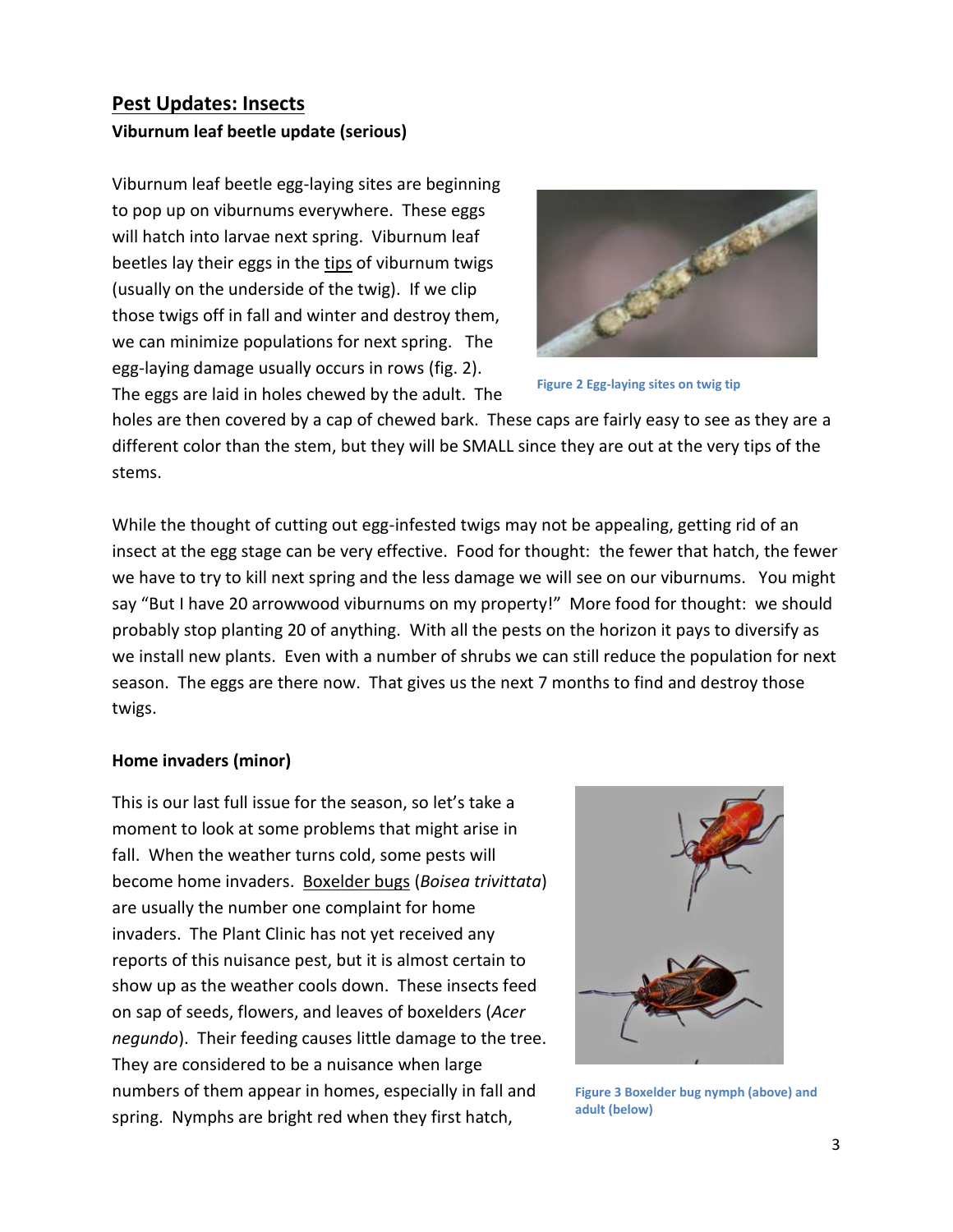## Pest Updates: Insects

**Viburnum leaf beetle update (serious)**

Viburnum leaf beetle egg-laying sites are beginning to pop up on viburnums everywhere. These eggs will hatch into larvae next spring. Viburnum leaf beetles lay their eggs in the tips of viburnum twigs (usually on the underside of the twig). If we clip those twigs off in fall and winter and destroy them, we can minimize populations for next spring. The egg-laying damage usually occurs in rows (fig. 2). The eggs are laid in holes chewed by the adult. The holes are then covered by a cap of chewed bark. These caps are fairly easy to see as they are a different color than the stem, but they will be SMALL since they are out at the very tips of the stems.

Figure 2 Egg-laying sites on twig tip

While the thought of cutting out egg-infested twigs may not be appealing, getting rid of an insect at the egg stage can be very effective. Food for thought: the fewer that hatch, the fewer we have to try to kill next spring and the less damage we will see on our viburnums. You might say "But I have 20 arrowwood viburnums on my property!" More food for thought: we should probably stop planting 20 of anything. With all the pests on the horizon it pays to diversify as we install new plants. Even with a number of shrubs we can still reduce the population for next season. The eggs are there now. That gives us the next 7 months to find and destroy those twigs.

**Home invaders (minor)**

This is our last full issue for the season, so let's take a moment to look at some problems that might arise in fall. When the weather turns cold, some pests will become home invaders. Boxelder bugs (*Boisea trivittata*) are usually the number one complaint for home invaders. The Plant Clinic has not yet received any reports of this nuisance pest, but it is almost certain to show up as the weather cools down. These insects feed on sap of seeds, flowers, and leaves of boxelders (*Acer negundo*). Their feeding causes little damage to the tree. They are considered to be a nuisance when large numbers of them appear in homes, especially in fall and spring. Nymphs are bright red when they first hatch,

Figure 3 Boxelder bug nymph (above) and adult (below)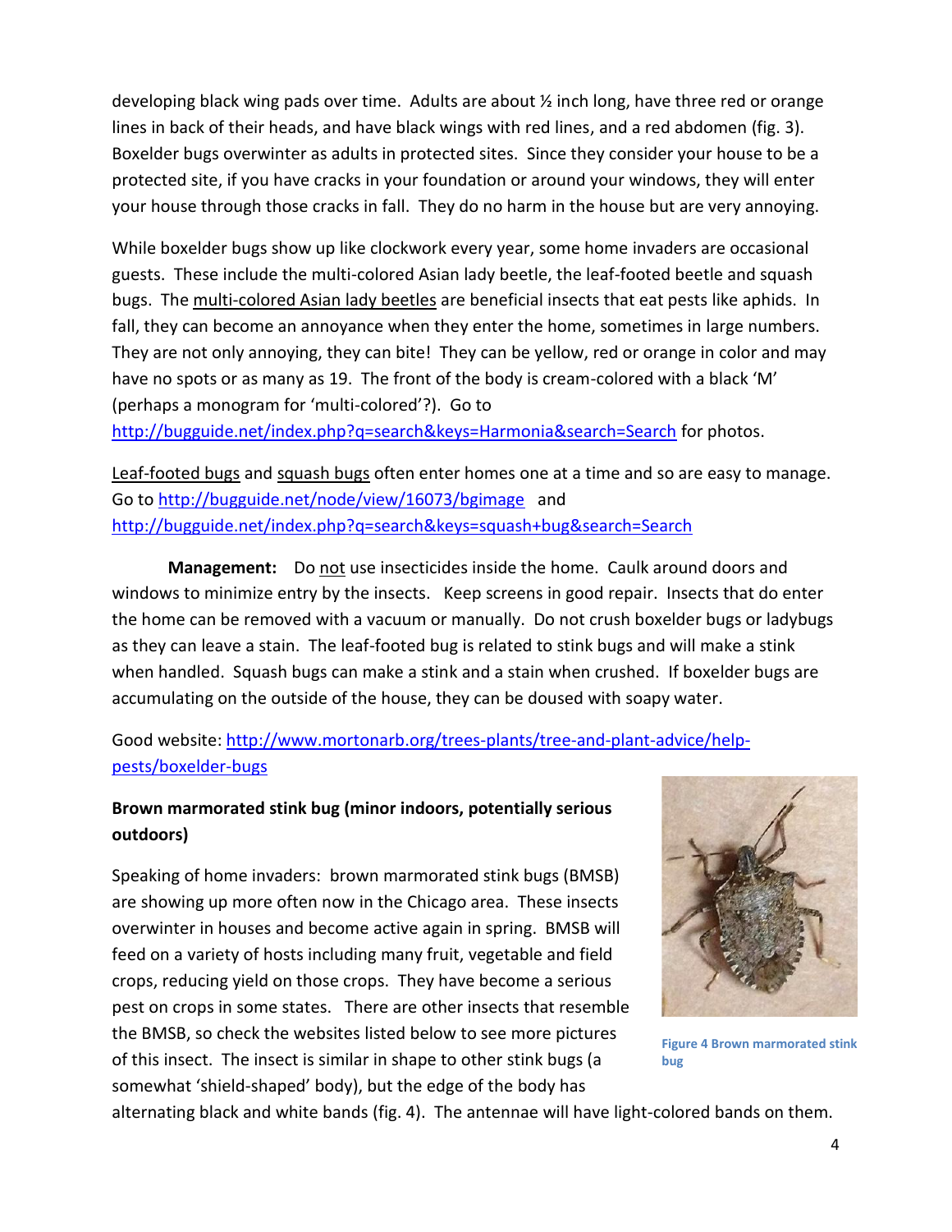developing black wing pads over time. Adults are about ½ inch long, have three red or orange lines in back of their heads, and have black wings with red lines, and a red abdomen (fig. 3). Boxelder bugs overwinter as adults in protected sites. Since they consider your house to be a protected site, if you have cracks in your foundation or around your windows, they will enter your house through those cracks in fall. They do no harm in the house but are very annoying.

While boxelder bugs show up like clockwork every year, some home invaders are occasional guests. These include the multi-colored Asian lady beetle, the leaf-footed beetle and squash bugs. The multi-colored Asian lady beetles are beneficial insects that eat pests like aphids. In fall, they can become an annoyance when they enter the home, sometimes in large numbers. They are not only annoying, they can bite! They can be yellow, red or orange in color and may have no spots or as many as 19. The front of the body is cream-colored with a black 'M' (perhaps a monogram for 'multi-colored'?). Go to http://bugguide.net/index.php?q=search&keys=Harmonia&search=Search for photos.

Leaf-footed bugs and squash bugs often enter homes one at a time and so are easy to manage. Go to http://bugguide.net/node/view/16073/bgimage and http://bugguide.net/index.php?q=search&keys=squash+bug&search=Search

**Management:** Do not use insecticides inside the home. Caulk around doors and windows to minimize entry by the insects. Keep screens in good repair. Insects that do enter the home can be removed with a vacuum or manually. Do not crush boxelder bugs or ladybugs as they can leave a stain. The leaf-footed bug is related to stink bugs and will make a stink when handled. Squash bugs can make a stink and a stain when crushed. If boxelder bugs are accumulating on the outside of the house, they can be doused with soapy water.

Good website: http://www.mortonarb.org/trees-plants/tree-and-plant-advice/help-pests/boxelder-bugs

**Brown marmorated stink bug (minor indoors, potentially serious outdoors)**

Speaking of home invaders: brown marmorated stink bugs (BMSB) are showing up more often now in the Chicago area. These insects overwinter in houses and become active again in spring. BMSB will feed on a variety of hosts including many fruit, vegetable and field crops, reducing yield on those crops. They have become a serious pest on crops in some states. There are other insects that resemble the BMSB, so check the websites listed below to see more pictures of this insect. The insect is similar in shape to other stink bugs (a somewhat 'shield-shaped' body), but the edge of the body has alternating black and white bands (fig. 4). The antennae will have light-colored bands on them.

Figure 4 Brown marmorated stink bug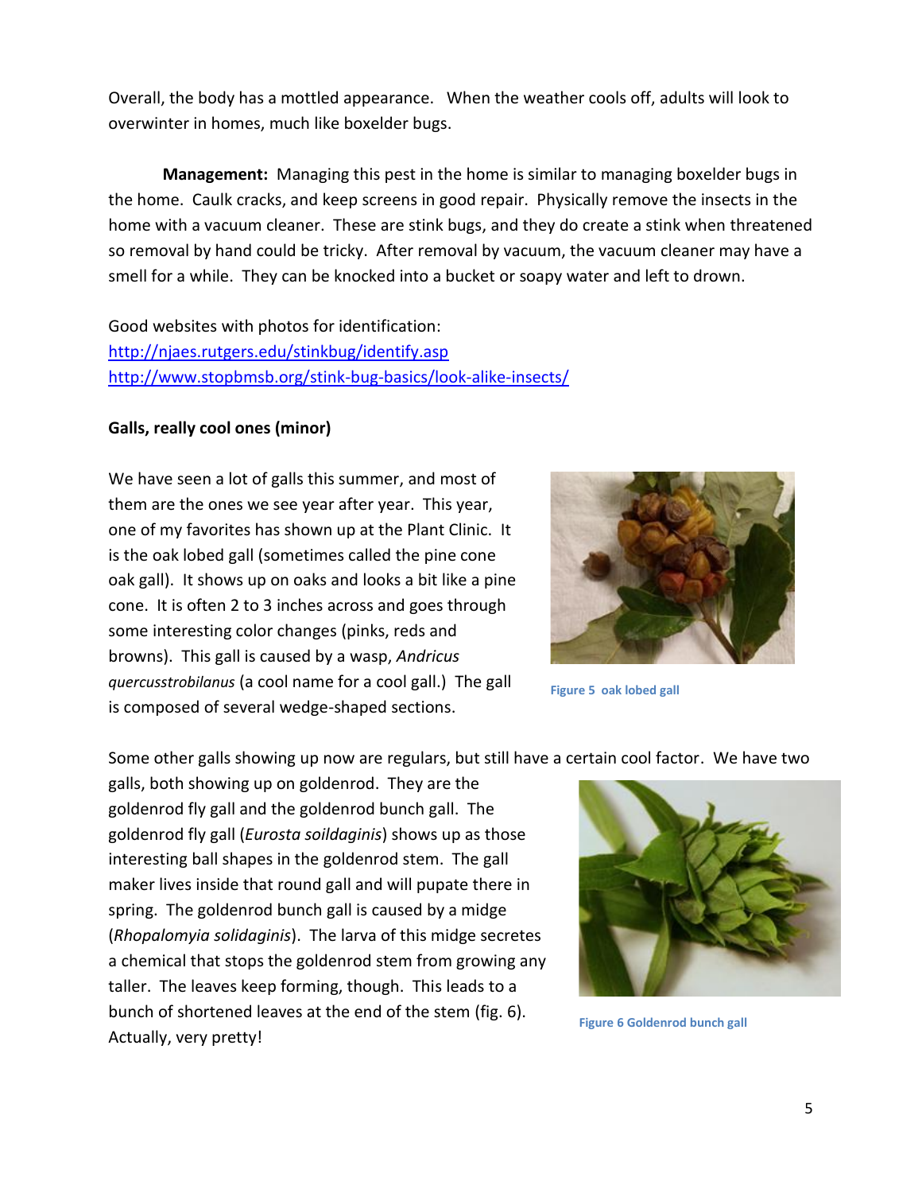Overall, the body has a mottled appearance. When the weather cools off, adults will look to overwinter in homes, much like boxelder bugs.

**Management:** Managing this pest in the home is similar to managing boxelder bugs in the home. Caulk cracks, and keep screens in good repair. Physically remove the insects in the home with a vacuum cleaner. These are stink bugs, and they do create a stink when threatened so removal by hand could be tricky. After removal by vacuum, the vacuum cleaner may have a smell for a while. They can be knocked into a bucket or soapy water and left to drown.

Good websites with photos for identification:
http://njaes.rutgers.edu/stinkbug/identify.asp
http://www.stopbmsb.org/stink-bug-basics/look-alike-insects/

**Galls, really cool ones (minor)**

We have seen a lot of galls this summer, and most of them are the ones we see year after year. This year, one of my favorites has shown up at the Plant Clinic. It is the oak lobed gall (sometimes called the pine cone oak gall). It shows up on oaks and looks a bit like a pine cone. It is often 2 to 3 inches across and goes through some interesting color changes (pinks, reds and browns). This gall is caused by a wasp, *Andricus quercusstrobilanus* (a cool name for a cool gall.) The gall is composed of several wedge-shaped sections.

**Figure 5 oak lobed gall**

Some other galls showing up now are regulars, but still have a certain cool factor. We have two galls, both showing up on goldenrod. They are the goldenrod fly gall and the goldenrod bunch gall. The goldenrod fly gall (*Eurosta soildaginis*) shows up as those interesting ball shapes in the goldenrod stem. The gall maker lives inside that round gall and will pupate there in spring. The goldenrod bunch gall is caused by a midge (*Rhopalomyia solidaginis*). The larva of this midge secretes a chemical that stops the goldenrod stem from growing any taller. The leaves keep forming, though. This leads to a bunch of shortened leaves at the end of the stem (fig. 6). Actually, very pretty!

**Figure 6 Goldenrod bunch gall**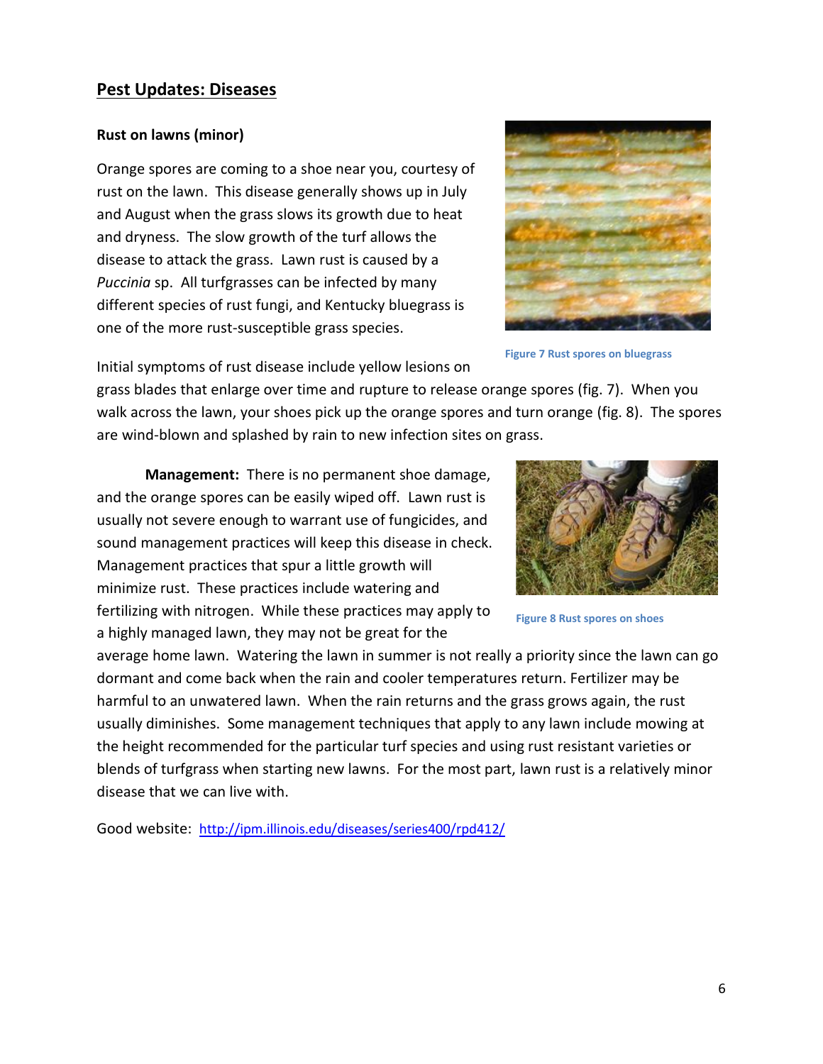## Pest Updates: Diseases

### Rust on lawns (minor)

Orange spores are coming to a shoe near you, courtesy of rust on the lawn. This disease generally shows up in July and August when the grass slows its growth due to heat and dryness. The slow growth of the turf allows the disease to attack the grass. Lawn rust is caused by a *Puccinia* sp. All turfgrasses can be infected by many different species of rust fungi, and Kentucky bluegrass is one of the more rust-susceptible grass species.

Figure 7 Rust spores on bluegrass

Initial symptoms of rust disease include yellow lesions on grass blades that enlarge over time and rupture to release orange spores (fig. 7). When you walk across the lawn, your shoes pick up the orange spores and turn orange (fig. 8). The spores are wind-blown and splashed by rain to new infection sites on grass.

**Management:** There is no permanent shoe damage, and the orange spores can be easily wiped off. Lawn rust is usually not severe enough to warrant use of fungicides, and sound management practices will keep this disease in check. Management practices that spur a little growth will minimize rust. These practices include watering and fertilizing with nitrogen. While these practices may apply to a highly managed lawn, they may not be great for the average home lawn. Watering the lawn in summer is not really a priority since the lawn can go dormant and come back when the rain and cooler temperatures return. Fertilizer may be harmful to an unwatered lawn. When the rain returns and the grass grows again, the rust usually diminishes. Some management techniques that apply to any lawn include mowing at the height recommended for the particular turf species and using rust resistant varieties or blends of turfgrass when starting new lawns. For the most part, lawn rust is a relatively minor disease that we can live with.

Figure 8 Rust spores on shoes

Good website: http://ipm.illinois.edu/diseases/series400/rpd412/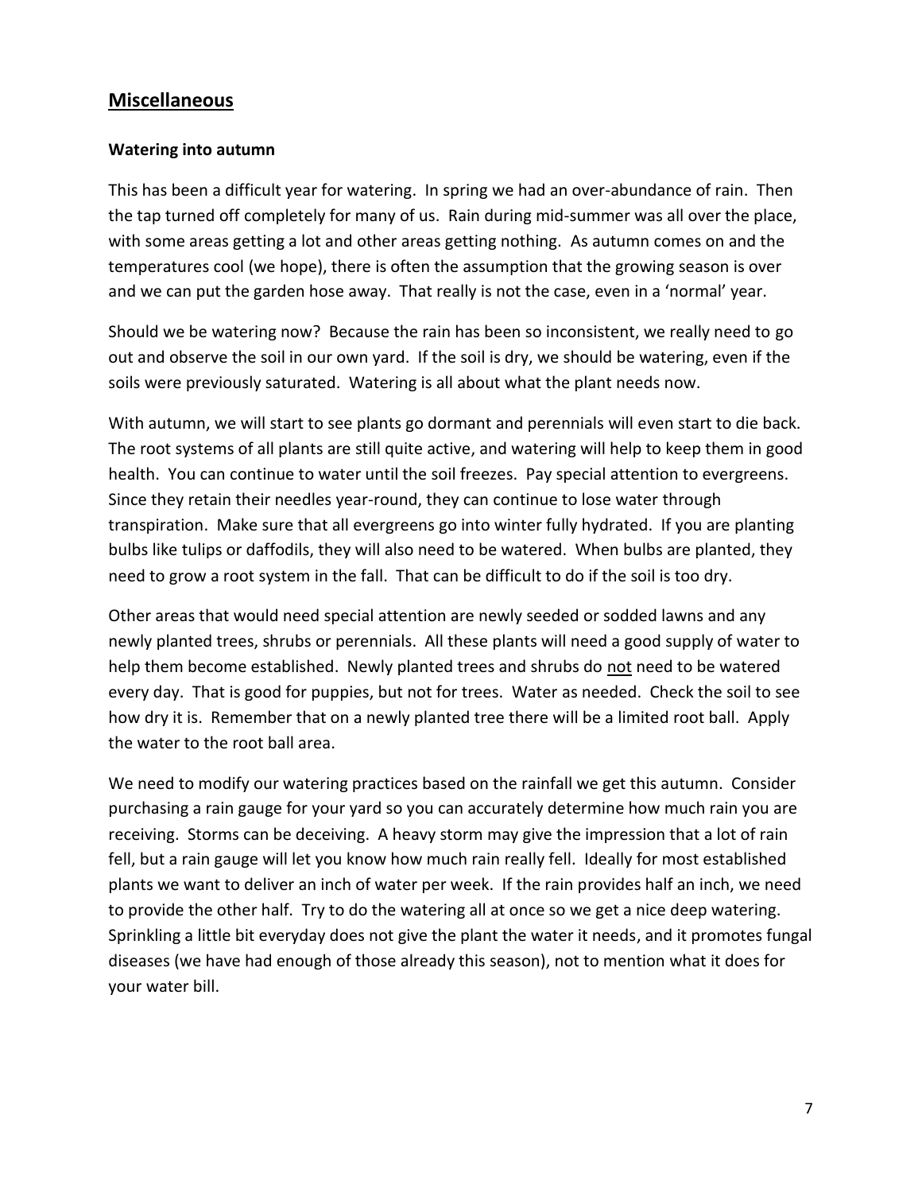## Miscellaneous

### Watering into autumn

This has been a difficult year for watering. In spring we had an over-abundance of rain. Then the tap turned off completely for many of us. Rain during mid-summer was all over the place, with some areas getting a lot and other areas getting nothing. As autumn comes on and the temperatures cool (we hope), there is often the assumption that the growing season is over and we can put the garden hose away. That really is not the case, even in a 'normal' year.

Should we be watering now? Because the rain has been so inconsistent, we really need to go out and observe the soil in our own yard. If the soil is dry, we should be watering, even if the soils were previously saturated. Watering is all about what the plant needs now.

With autumn, we will start to see plants go dormant and perennials will even start to die back. The root systems of all plants are still quite active, and watering will help to keep them in good health. You can continue to water until the soil freezes. Pay special attention to evergreens. Since they retain their needles year-round, they can continue to lose water through transpiration. Make sure that all evergreens go into winter fully hydrated. If you are planting bulbs like tulips or daffodils, they will also need to be watered. When bulbs are planted, they need to grow a root system in the fall. That can be difficult to do if the soil is too dry.

Other areas that would need special attention are newly seeded or sodded lawns and any newly planted trees, shrubs or perennials. All these plants will need a good supply of water to help them become established. Newly planted trees and shrubs do <u>not</u> need to be watered every day. That is good for puppies, but not for trees. Water as needed. Check the soil to see how dry it is. Remember that on a newly planted tree there will be a limited root ball. Apply the water to the root ball area.

We need to modify our watering practices based on the rainfall we get this autumn. Consider purchasing a rain gauge for your yard so you can accurately determine how much rain you are receiving. Storms can be deceiving. A heavy storm may give the impression that a lot of rain fell, but a rain gauge will let you know how much rain really fell. Ideally for most established plants we want to deliver an inch of water per week. If the rain provides half an inch, we need to provide the other half. Try to do the watering all at once so we get a nice deep watering. Sprinkling a little bit everyday does not give the plant the water it needs, and it promotes fungal diseases (we have had enough of those already this season), not to mention what it does for your water bill.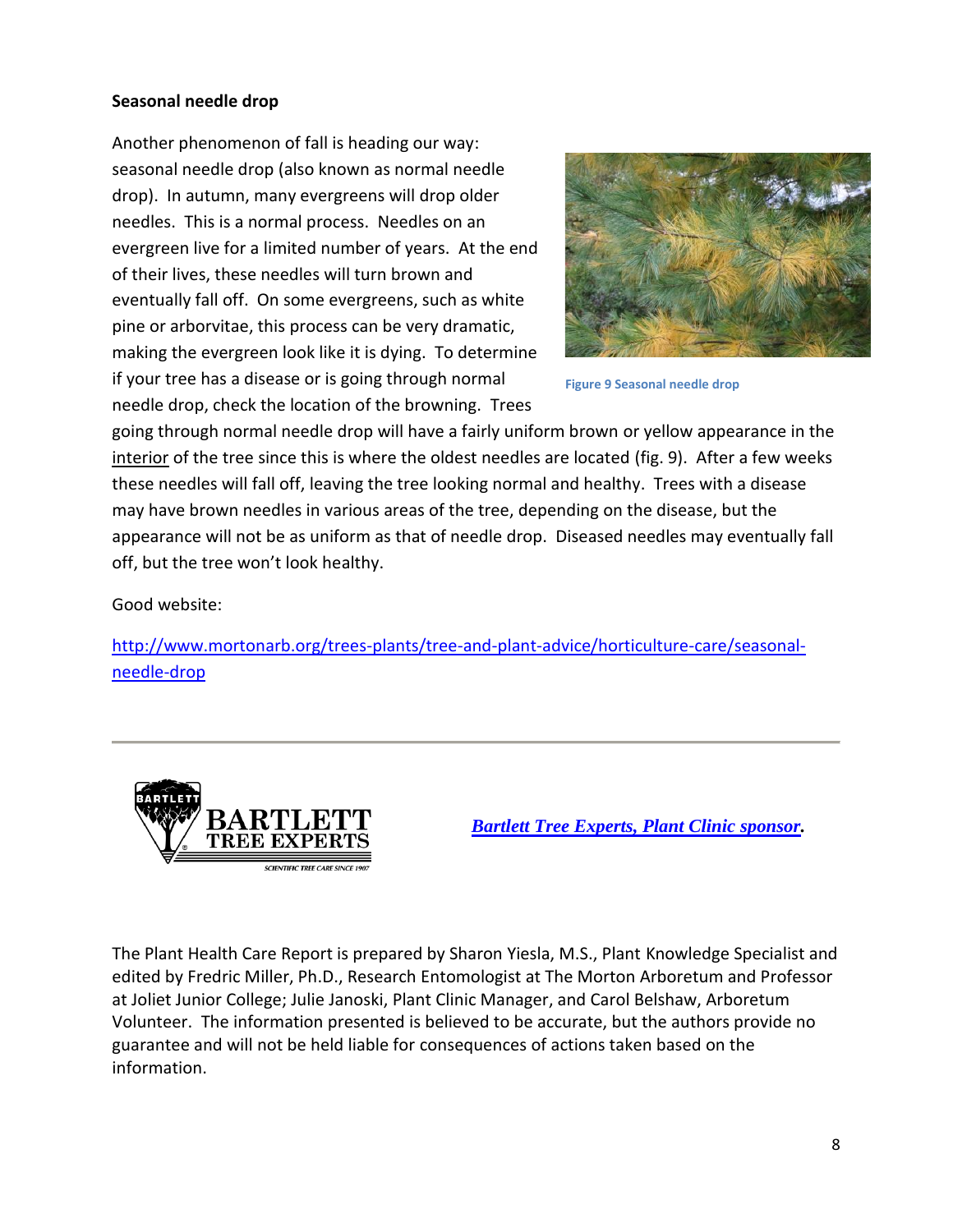**Seasonal needle drop**

Another phenomenon of fall is heading our way: seasonal needle drop (also known as normal needle drop). In autumn, many evergreens will drop older needles. This is a normal process. Needles on an evergreen live for a limited number of years. At the end of their lives, these needles will turn brown and eventually fall off. On some evergreens, such as white pine or arborvitae, this process can be very dramatic, making the evergreen look like it is dying. To determine if your tree has a disease or is going through normal needle drop, check the location of the browning. Trees going through normal needle drop will have a fairly uniform brown or yellow appearance in the interior of the tree since this is where the oldest needles are located (fig. 9). After a few weeks these needles will fall off, leaving the tree looking normal and healthy. Trees with a disease may have brown needles in various areas of the tree, depending on the disease, but the appearance will not be as uniform as that of needle drop. Diseased needles may eventually fall off, but the tree won't look healthy.

Figure 9 Seasonal needle drop

Good website:

http://www.mortonarb.org/trees-plants/tree-and-plant-advice/horticulture-care/seasonal-needle-drop

---

BARTLETT TREE EXPERTS — SCIENTIFIC TREE CARE SINCE 1907

***Bartlett Tree Experts, Plant Clinic sponsor.***

The Plant Health Care Report is prepared by Sharon Yiesla, M.S., Plant Knowledge Specialist and edited by Fredric Miller, Ph.D., Research Entomologist at The Morton Arboretum and Professor at Joliet Junior College; Julie Janoski, Plant Clinic Manager, and Carol Belshaw, Arboretum Volunteer. The information presented is believed to be accurate, but the authors provide no guarantee and will not be held liable for consequences of actions taken based on the information.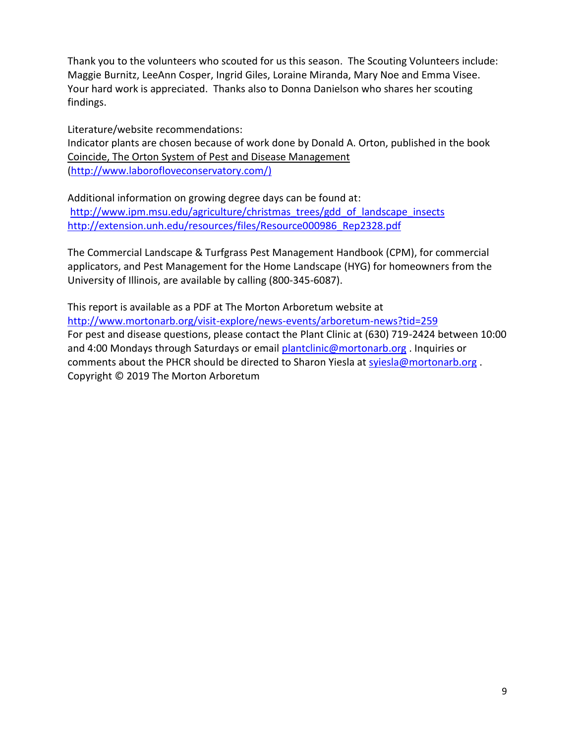Thank you to the volunteers who scouted for us this season. The Scouting Volunteers include: Maggie Burnitz, LeeAnn Cosper, Ingrid Giles, Loraine Miranda, Mary Noe and Emma Visee. Your hard work is appreciated. Thanks also to Donna Danielson who shares her scouting findings.

Literature/website recommendations:
Indicator plants are chosen because of work done by Donald A. Orton, published in the book Coincide, The Orton System of Pest and Disease Management (http://www.laborofloveconservatory.com/)

Additional information on growing degree days can be found at:
http://www.ipm.msu.edu/agriculture/christmas_trees/gdd_of_landscape_insects
http://extension.unh.edu/resources/files/Resource000986_Rep2328.pdf

The Commercial Landscape & Turfgrass Pest Management Handbook (CPM), for commercial applicators, and Pest Management for the Home Landscape (HYG) for homeowners from the University of Illinois, are available by calling (800-345-6087).

This report is available as a PDF at The Morton Arboretum website at
http://www.mortonarb.org/visit-explore/news-events/arboretum-news?tid=259
For pest and disease questions, please contact the Plant Clinic at (630) 719-2424 between 10:00 and 4:00 Mondays through Saturdays or email plantclinic@mortonarb.org . Inquiries or comments about the PHCR should be directed to Sharon Yiesla at syiesla@mortonarb.org .
Copyright © 2019 The Morton Arboretum